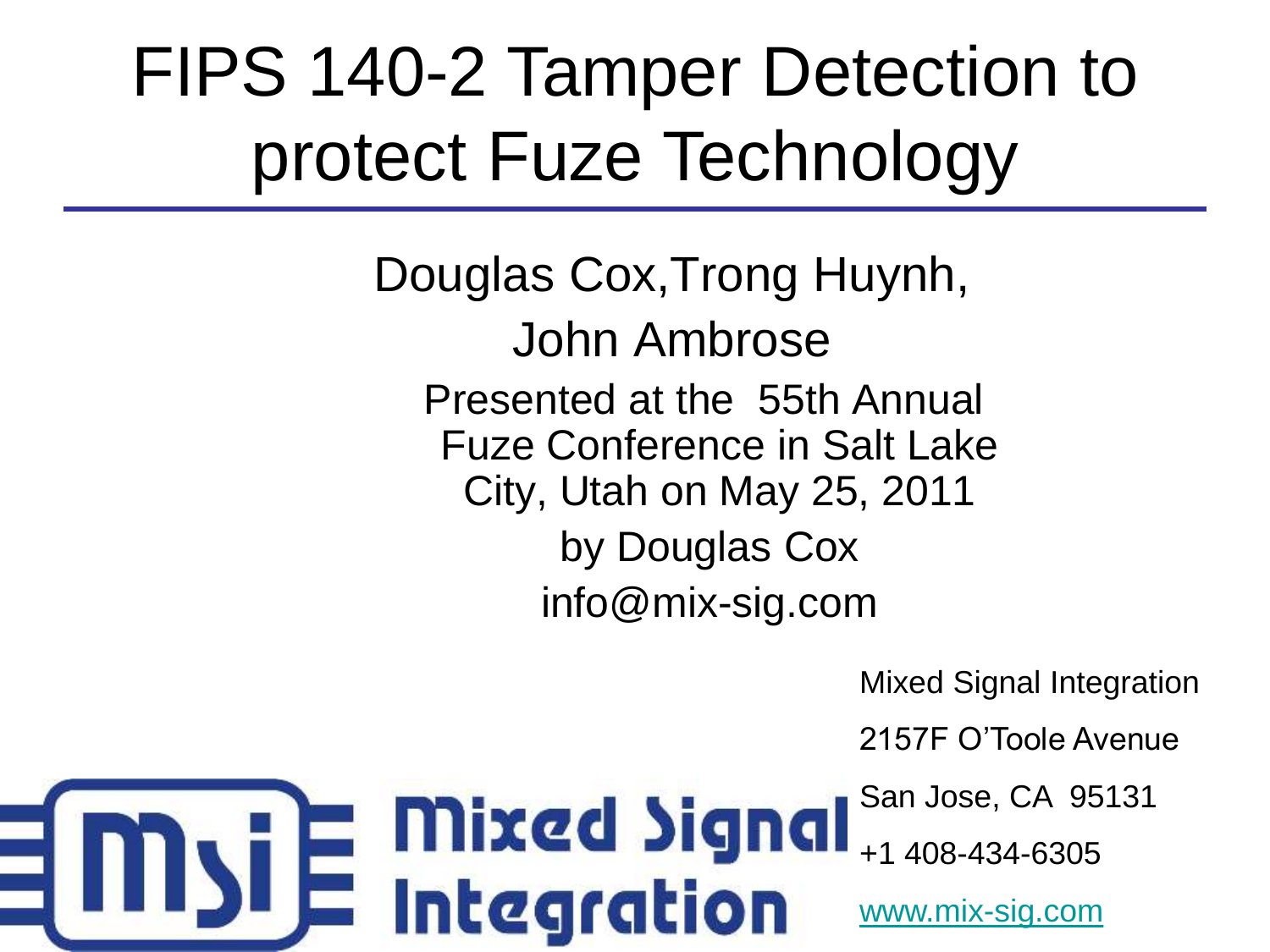# FIPS 140-2 Tamper Detection to protect Fuze Technology

Douglas Cox, Trong Huynh, John Ambrose

Presented at the 55th Annual Fuze Conference in Salt Lake City, Utah on May 25, 2011

by Douglas Cox

info@mix-sig.com

Mixed Signal Integration

2157F O'Toole Avenue

San Jose, CA 95131

+1 408-434-6305

www.mix-sig.com

MSI Mixed Signal Integration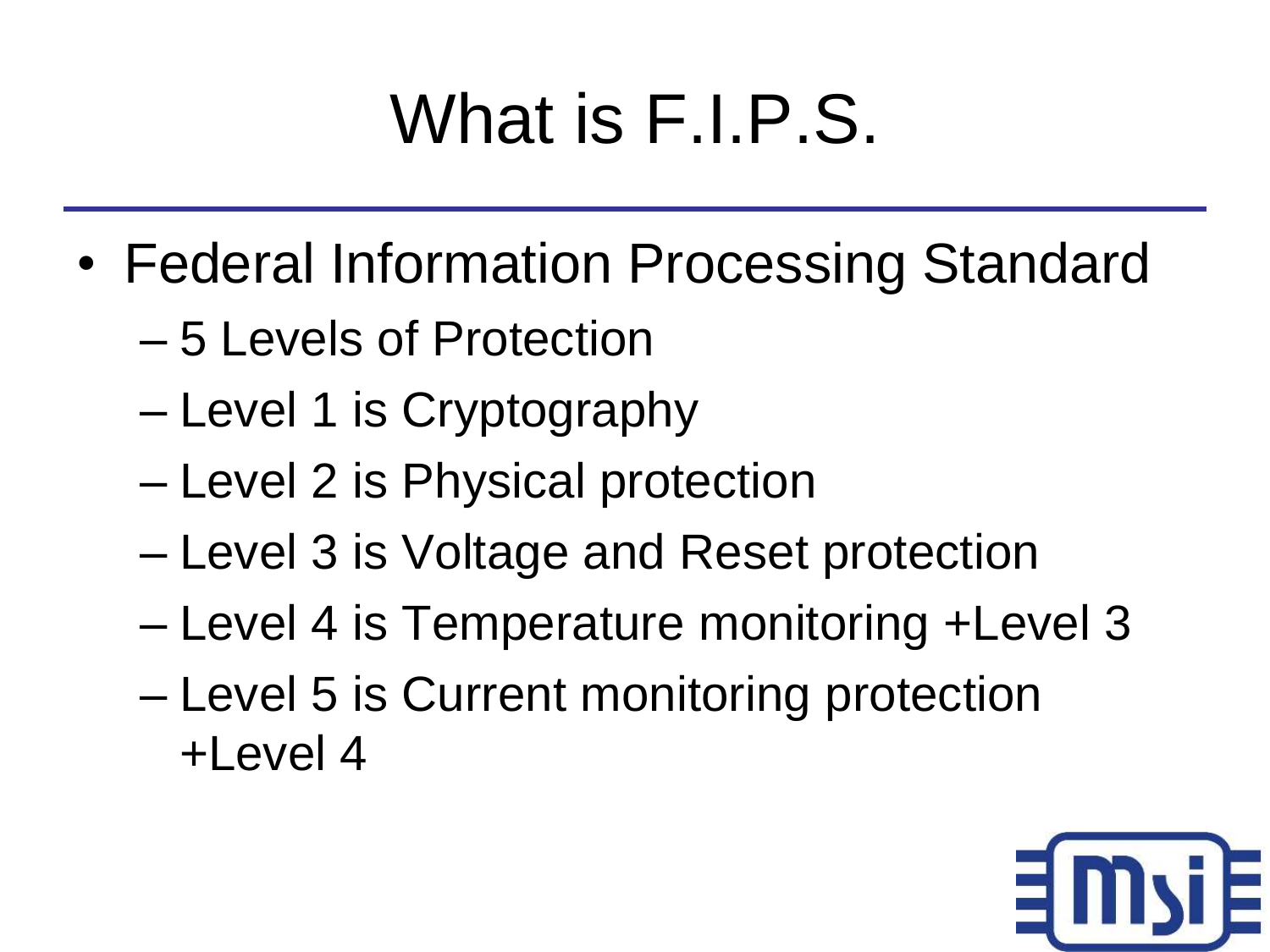# What is F.I.P.S.

- Federal Information Processing Standard
  - 5 Levels of Protection
  - Level 1 is Cryptography
  - Level 2 is Physical protection
  - Level 3 is Voltage and Reset protection
  - Level 4 is Temperature monitoring +Level 3
  - Level 5 is Current monitoring protection +Level 4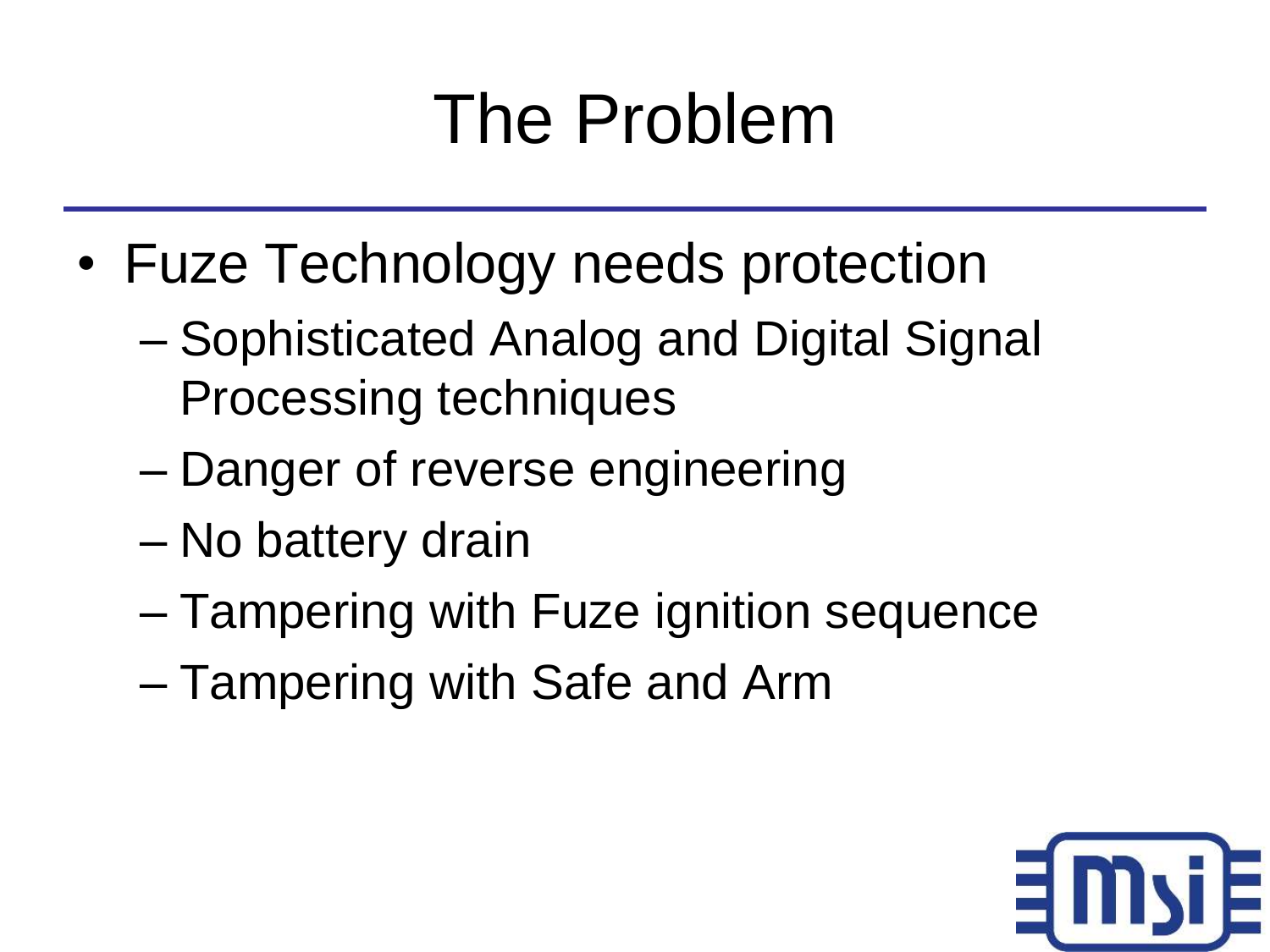# The Problem

- Fuze Technology needs protection
  - Sophisticated Analog and Digital Signal Processing techniques
  - Danger of reverse engineering
  - No battery drain
  - Tampering with Fuze ignition sequence
  - Tampering with Safe and Arm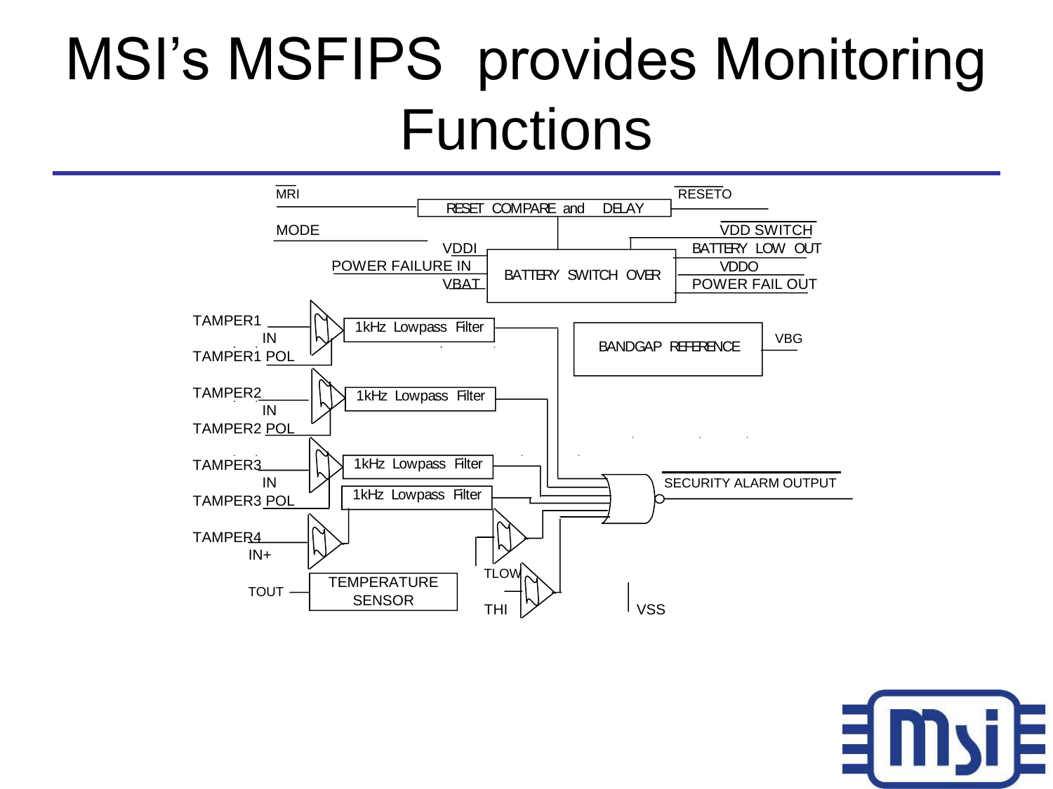# MSI's MSFIPS provides Monitoring Functions

MRI

RESET COMPARE and DELAY

RESETO

MODE

VDD SWITCH

VDDI

BATTERY LOW OUT

POWER FAILURE IN

BATTERY SWITCH OVER

VDDO

VBAT

POWER FAIL OUT

TAMPER1 IN

1kHz Lowpass Filter

TAMPER1 POL

BANDGAP REFERENCE

VBG

TAMPER2 IN

1kHz Lowpass Filter

TAMPER2 POL

TAMPER3 IN

1kHz Lowpass Filter

TAMPER3 POL

1kHz Lowpass Filter

SECURITY ALARM OUTPUT

TAMPER4 IN+

TOUT

TEMPERATURE SENSOR

TLOW

THI

VSS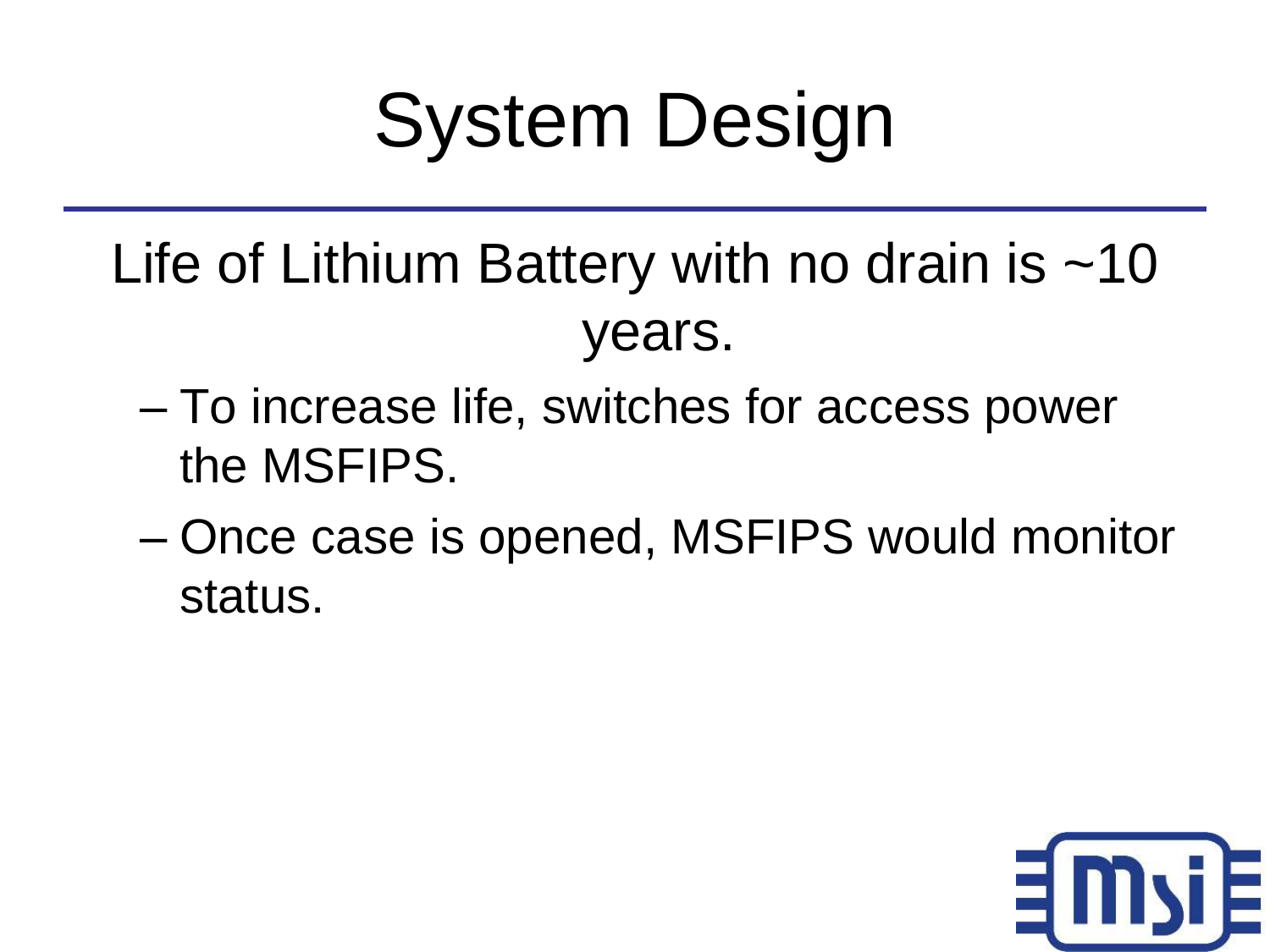# System Design

Life of Lithium Battery with no drain is ~10 years.

- To increase life, switches for access power the MSFIPS.
- Once case is opened, MSFIPS would monitor status.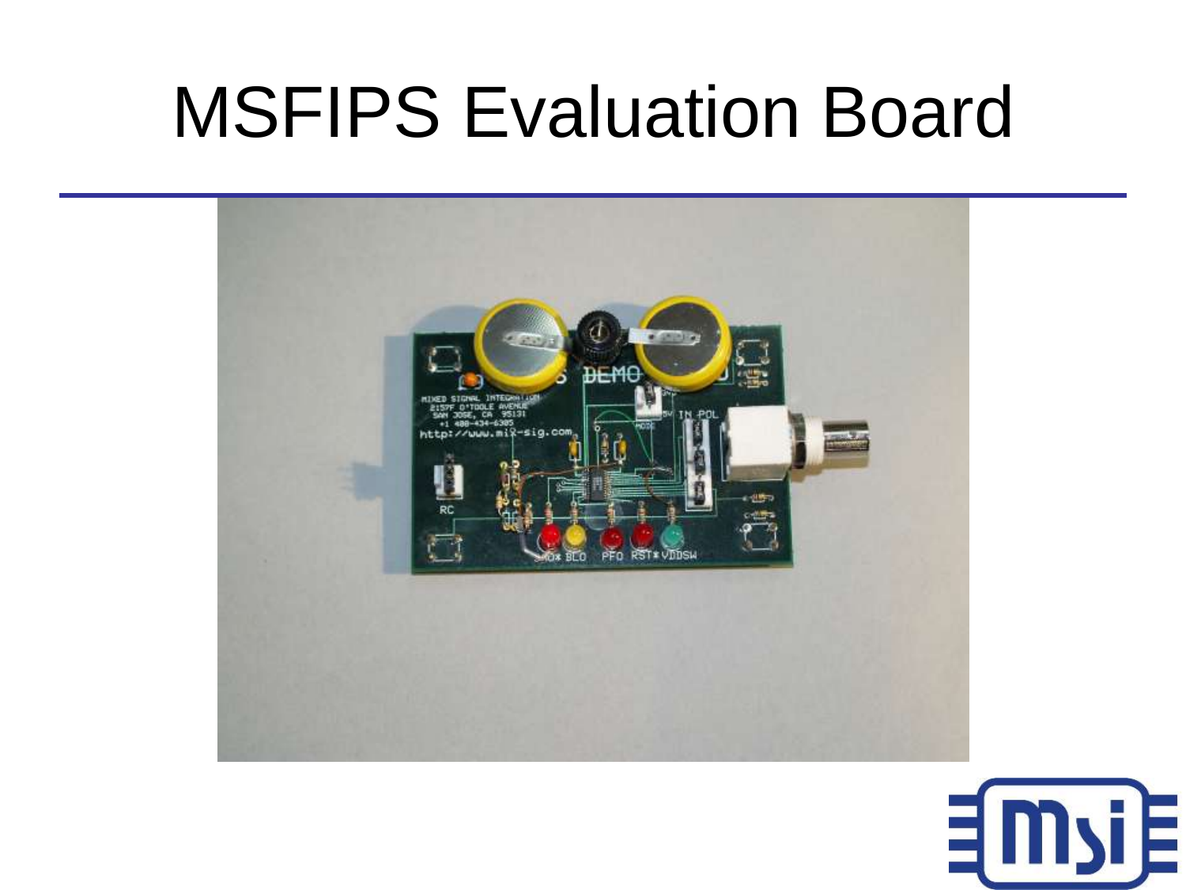# MSFIPS Evaluation Board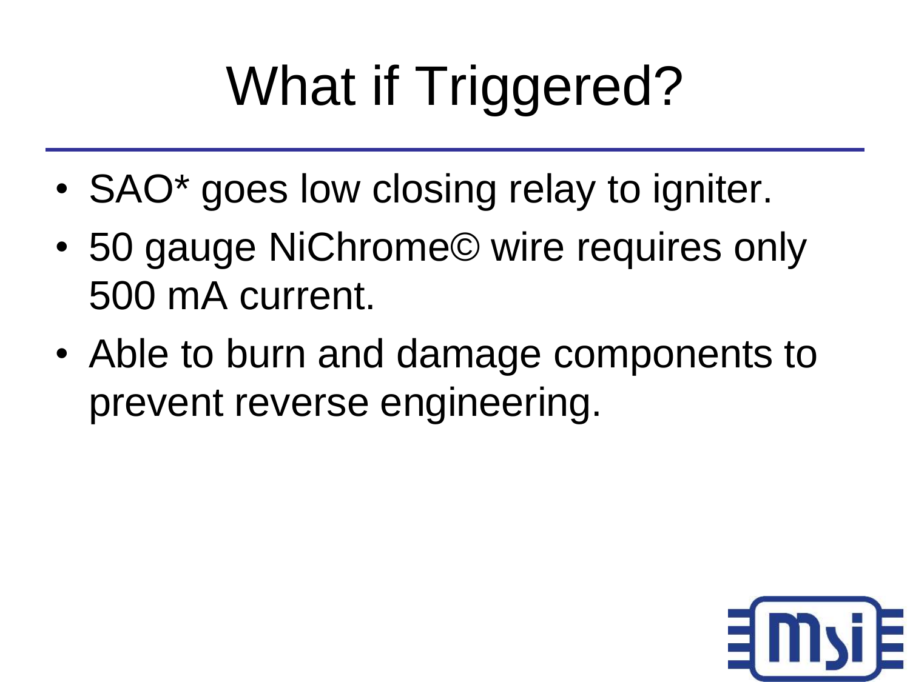# What if Triggered?

- SAO* goes low closing relay to igniter.
- 50 gauge NiChrome© wire requires only 500 mA current.
- Able to burn and damage components to prevent reverse engineering.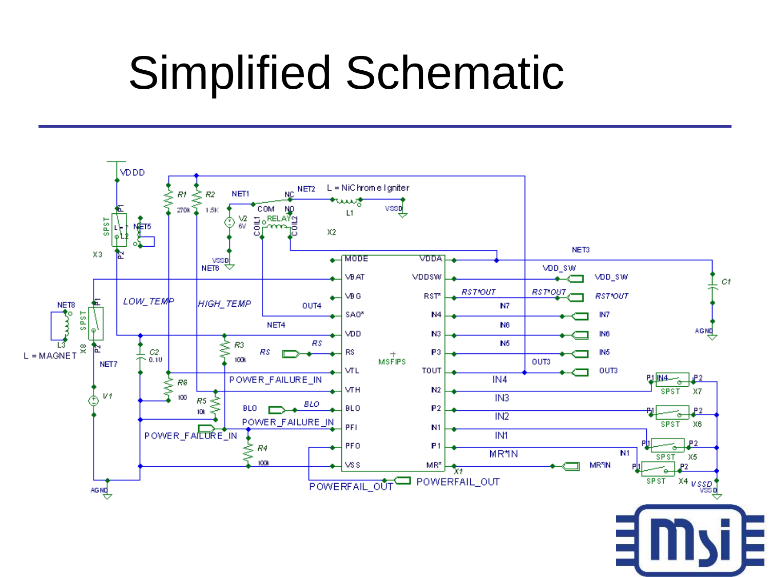# Simplified Schematic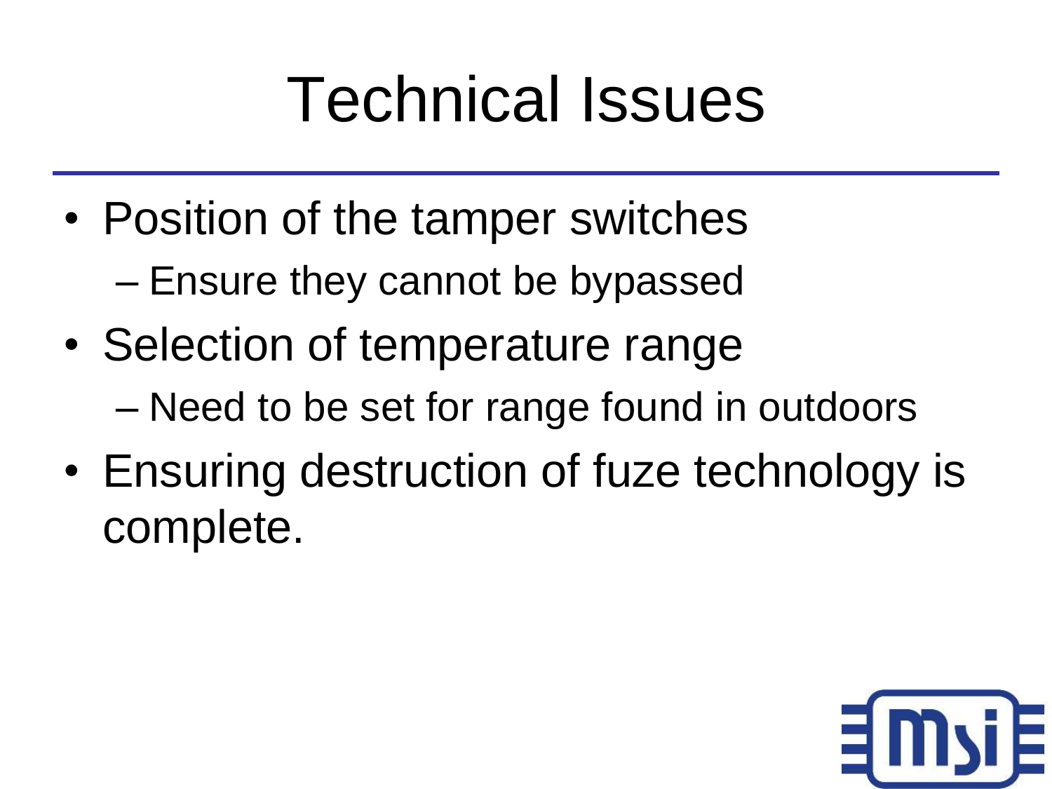# Technical Issues

- Position of the tamper switches
  - Ensure they cannot be bypassed
- Selection of temperature range
  - Need to be set for range found in outdoors
- Ensuring destruction of fuze technology is complete.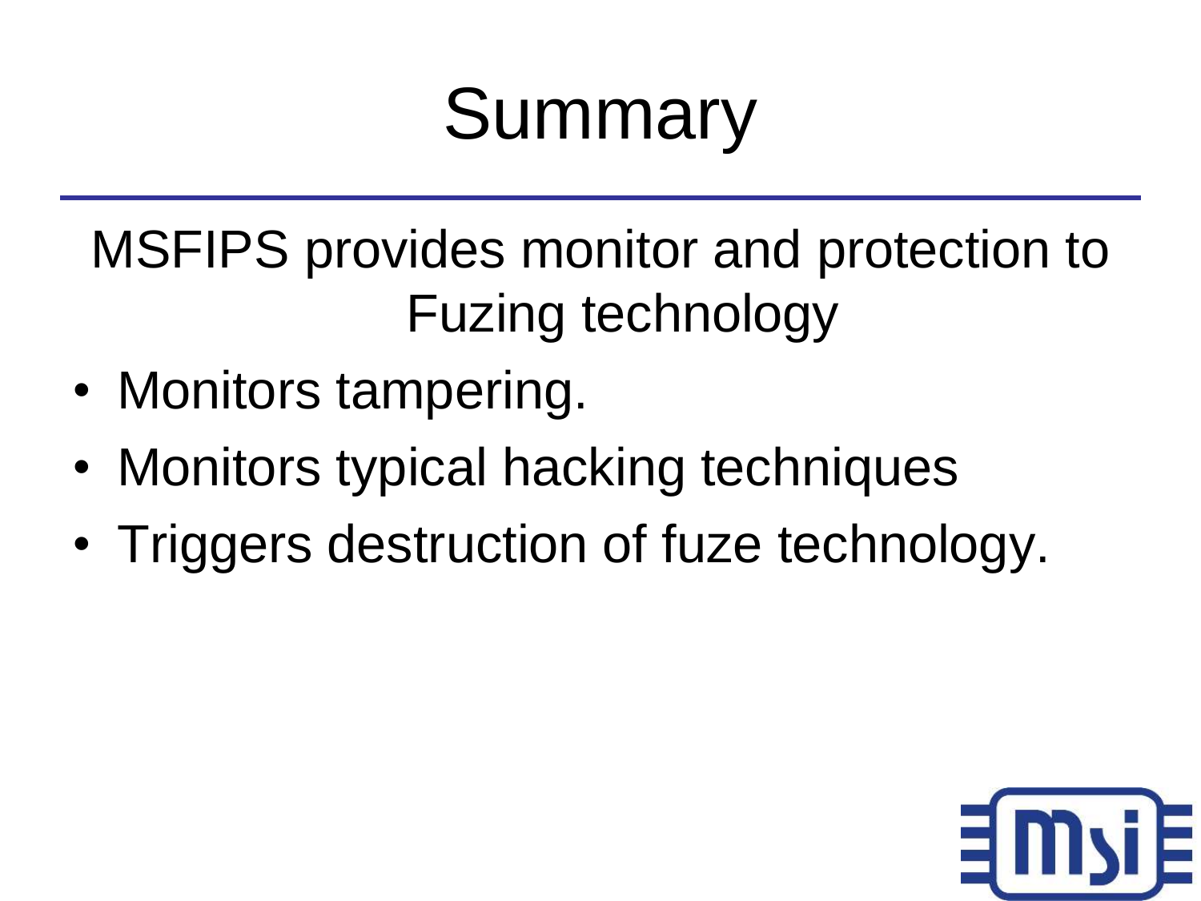# Summary

MSFIPS provides monitor and protection to Fuzing technology

- Monitors tampering.
- Monitors typical hacking techniques
- Triggers destruction of fuze technology.